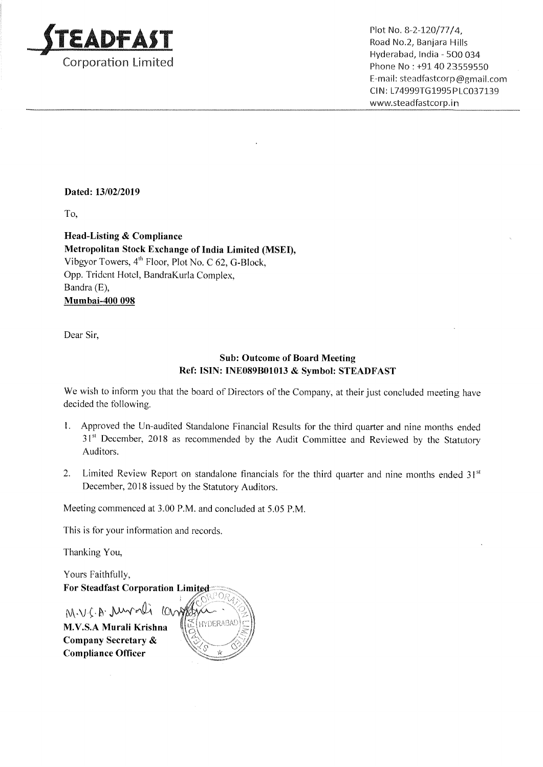**STEADFAST**
Corporation Limited

Plot No. 8-2-120/77/4,
Road No.2, Banjara Hills
Hyderabad, India - 500 034
Phone No : +91 40 23559550
E-mail: steadfastcorp@gmail.com
CIN: L74999TG1995PLC037139
www.steadfastcorp.in

**Dated: 13/02/2019**

To,

**Head-Listing & Compliance**
**Metropolitan Stock Exchange of India Limited (MSEI),**
Vibgyor Towers, 4th Floor, Plot No. C 62, G-Block,
Opp. Trident Hotel, BandraKurla Complex,
Bandra (E),
**Mumbai-400 098**

Dear Sir,

**Sub: Outcome of Board Meeting**
**Ref: ISIN: INE089B01013 & Symbol: STEADFAST**

We wish to inform you that the board of Directors of the Company, at their just concluded meeting have decided the following.

1. Approved the Un-audited Standalone Financial Results for the third quarter and nine months ended 31st December, 2018 as recommended by the Audit Committee and Reviewed by the Statutory Auditors.
2. Limited Review Report on standalone financials for the third quarter and nine months ended 31st December, 2018 issued by the Statutory Auditors.

Meeting commenced at 3.00 P.M. and concluded at 5.05 P.M.

This is for your information and records.

Thanking You,

Yours Faithfully,
**For Steadfast Corporation Limited**

**M.V.S.A Murali Krishna**
**Company Secretary &**
**Compliance Officer**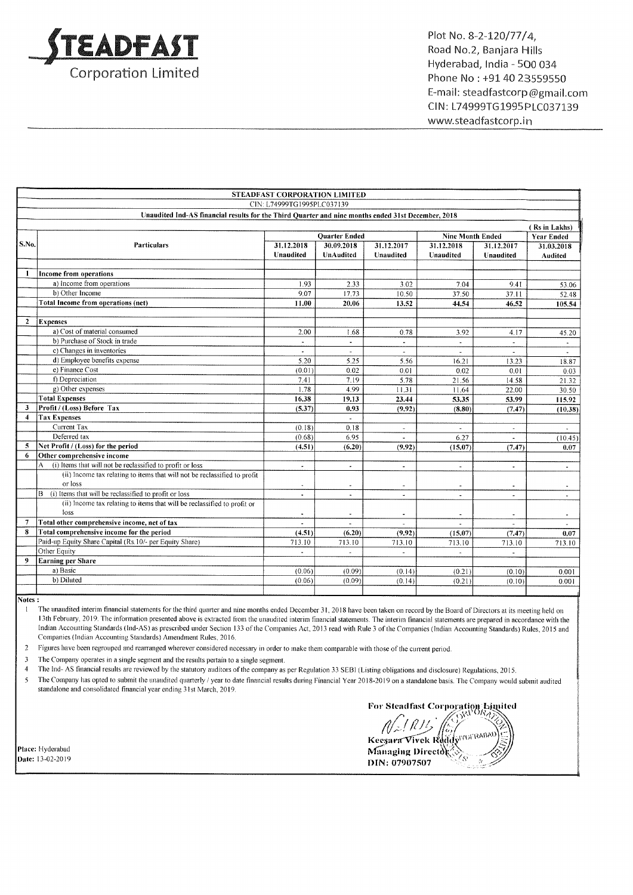# STEADFAST Corporation Limited

Plot No. 8-2-120/77/4,
Road No.2, Banjara Hills
Hyderabad, India - 500 034
Phone No : +91 40 23559550
E-mail: steadfastcorp@gmail.com
CIN: L74999TG1995PLC037139
www.steadfastcorp.in

**STEADFAST CORPORATION LIMITED**

CIN: L74999TG1995PLC037139

**Unaudited Ind-AS financial results for the Third Quarter and nine months ended 31st December, 2018**

( Rs in Lakhs)

| S.No. | Particulars | Quarter Ended | | | Nine Month Ended | | Year Ended |
|---|---|---|---|---|---|---|---|
| | | 31.12.2018 Unaudited | 30.09.2018 UnAudited | 31.12.2017 Unaudited | 31.12.2018 Unaudited | 31.12.2017 Unaudited | 31.03.2018 Audited |
| 1 | **Income from operations** | | | | | | |
| | a) Income from operations | 1.93 | 2.33 | 3.02 | 7.04 | 9.41 | 53.06 |
| | b) Other Income | 9.07 | 17.73 | 10.50 | 37.50 | 37.11 | 52.48 |
| | **Total Income from operations (net)** | **11.00** | **20.06** | **13.52** | **44.54** | **46.52** | **105.54** |
| 2 | **Expenses** | | | | | | |
| | a) Cost of material consumed | 2.00 | 1.68 | 0.78 | 3.92 | 4.17 | 45.20 |
| | b) Purchase of Stock in trade | - | - | - | - | - | - |
| | c) Changes in inventories | - | - | - | - | - | - |
| | d) Employee benefits expense | 5.20 | 5.25 | 5.56 | 16.21 | 13.23 | 18.87 |
| | e) Finance Cost | (0.01) | 0.02 | 0.01 | 0.02 | 0.01 | 0.03 |
| | f) Depreciation | 7.41 | 7.19 | 5.78 | 21.56 | 14.58 | 21.32 |
| | g) Other expenses | 1.78 | 4.99 | 11.31 | 11.64 | 22.00 | 30.50 |
| | **Total Expenses** | **16.38** | **19.13** | **23.44** | **53.35** | **53.99** | **115.92** |
| 3 | **Profit / (Loss) Before Tax** | **(5.37)** | **0.93** | **(9.92)** | **(8.80)** | **(7.47)** | **(10.38)** |
| 4 | **Tax Expenses** | | - | | | | |
| | Current Tax | (0.18) | 0.18 | - | - | - | - |
| | Deferred tax | (0.68) | 6.95 | - | 6.27 | - | (10.45) |
| 5 | **Net Profit / (Loss) for the period** | **(4.51)** | **(6.20)** | **(9.92)** | **(15.07)** | **(7.47)** | **0.07** |
| 6 | **Other comprehensive income** | | | | | | |
| | A (i) Items that will not be reclassified to profit or loss | - | - | - | - | - | - |
| | (ii) Income tax relating to items that will not be reclassified to profit or loss | - | - | - | - | - | - |
| | B (i) Items that will be reclassified to profit or loss | - | - | - | - | - | - |
| | (ii) Income tax relating to items that will be reclassified to profit or loss | - | - | - | - | - | - |
| 7 | **Total other comprehensive income, net of tax** | - | - | - | - | - | - |
| 8 | **Total comprehensive income for the period** | **(4.51)** | **(6.20)** | **(9.92)** | **(15.07)** | **(7.47)** | **0.07** |
| | Paid-up Equity Share Capital (Rs.10/- per Equity Share) | 713.10 | 713.10 | 713.10 | 713.10 | 713.10 | 713.10 |
| | Other Equity | - | - | - | - | - | |
| 9 | **Earning per Share** | | | | | | |
| | a) Basic | (0.06) | (0.09) | (0.14) | (0.21) | (0.10) | 0.001 |
| | b) Diluted | (0.06) | (0.09) | (0.14) | (0.21) | (0.10) | 0.001 |

**Notes :**

1. The unaudited interim financial statements for the third quarter and nine months ended December 31, 2018 have been taken on record by the Board of Directors at its meeting held on 13th February, 2019. The information presented above is extracted from the unaudited interim financial statements. The interim financial statements are prepared in accordance with the Indian Accounting Standards (Ind-AS) as prescribed under Section 133 of the Companies Act, 2013 read with Rule 3 of the Companies (Indian Accounting Standards) Rules, 2015 and Companies (Indian Accounting Standards) Amendment Rules, 2016.
2. Figures have been regrouped and rearranged wherever considered necessary in order to make them comparable with those of the current period.
3. The Company operates in a single segment and the results pertain to a single segment.
4. The Ind- AS financial results are reviewed by the statutory auditors of the company as per Regulation 33 SEBI (Listing obligations and disclosure) Regulations, 2015.
5. The Company has opted to submit the unaudited quarterly / year to date financial results during Financial Year 2018-2019 on a standalone basis. The Company would submit audited standalone and consolidated financial year ending 31st March, 2019.

Place: Hyderabad
Date: 13-02-2019

For Steadfast Corporation Limited

Keesara Vivek Reddy
Managing Director
DIN: 07907507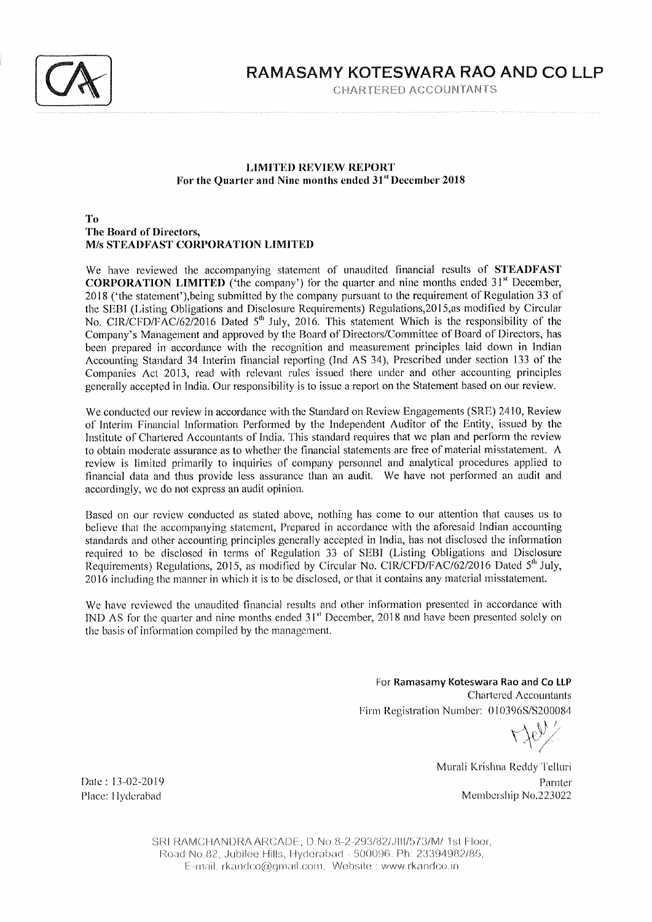# RAMASAMY KOTESWARA RAO AND CO LLP

CHARTERED ACCOUNTANTS

### LIMITED REVIEW REPORT
### For the Quarter and Nine months ended 31st December 2018

**To**
**The Board of Directors,**
**M/s STEADFAST CORPORATION LIMITED**

We have reviewed the accompanying statement of unaudited financial results of **STEADFAST CORPORATION LIMITED** ('the company') for the quarter and nine months ended 31st December, 2018 ('the statement'),being submitted by the company pursuant to the requirement of Regulation 33 of the SEBI (Listing Obligations and Disclosure Requirements) Regulations,2015,as modified by Circular No. CIR/CFD/FAC/62/2016 Dated 5th July, 2016. This statement Which is the responsibility of the Company's Management and approved by the Board of Directors/Committee of Board of Directors, has been prepared in accordance with the recognition and measurement principles laid down in Indian Accounting Standard 34 Interim financial reporting (Ind AS 34), Prescribed under section 133 of the Companies Act 2013, read with relevant rules issued there under and other accounting principles generally accepted in India. Our responsibility is to issue a report on the Statement based on our review.

We conducted our review in accordance with the Standard on Review Engagements (SRE) 2410, Review of Interim Financial Information Performed by the Independent Auditor of the Entity, issued by the Institute of Chartered Accountants of India. This standard requires that we plan and perform the review to obtain moderate assurance as to whether the financial statements are free of material misstatement. A review is limited primarily to inquiries of company personnel and analytical procedures applied to financial data and thus provide less assurance than an audit. We have not performed an audit and accordingly, we do not express an audit opinion.

Based on our review conducted as stated above, nothing has come to our attention that causes us to believe that the accompanying statement, Prepared in accordance with the aforesaid Indian accounting standards and other accounting principles generally accepted in India, has not disclosed the information required to be disclosed in terms of Regulation 33 of SEBI (Listing Obligations and Disclosure Requirements) Regulations, 2015, as modified by Circular No. CIR/CFD/FAC/62/2016 Dated 5th July, 2016 including the manner in which it is to be disclosed, or that it contains any material misstatement.

We have reviewed the unaudited financial results and other information presented in accordance with IND AS for the quarter and nine months ended 31st December, 2018 and have been presented solely on the basis of information compiled by the management.

For **Ramasamy Koteswara Rao and Co LLP**
Chartered Accountants
Firm Registration Number: 010396S/S200084

Murali Krishna Reddy Telluri
Parnter
Membership No.223022

Date : 13-02-2019
Place: Hyderabad

SRI RAMCHANDRA ARCADE, D.No.8-2-293/82/JIII/573/M/ 1st Floor, Road No.82, Jubilee Hills, Hyderabad - 500096. Ph: 23394982/85, E-mail: rkandco@gmail.com, Website : www.rkandco.in